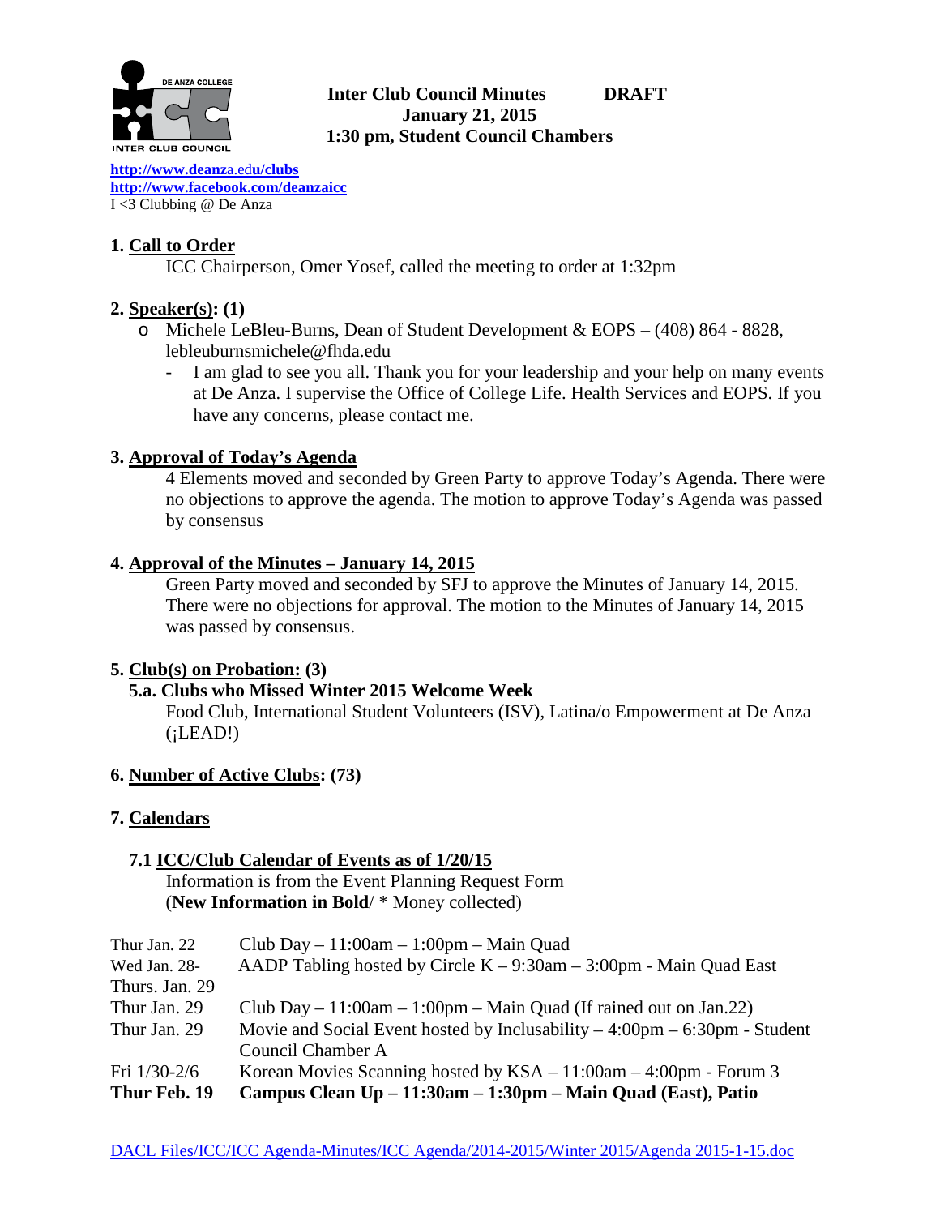**Inter Club Council Minutes DRAFT**
**January 21, 2015**
**1:30 pm, Student Council Chambers**

http://www.deanza.edu/clubs
http://www.facebook.com/deanzaicc
I <3 Clubbing @ De Anza

## 1. Call to Order

ICC Chairperson, Omer Yosef, called the meeting to order at 1:32pm

## 2. Speaker(s): (1)

- Michele LeBleu-Burns, Dean of Student Development & EOPS – (408) 864 - 8828, lebleuburnsmichele@fhda.edu
  - I am glad to see you all. Thank you for your leadership and your help on many events at De Anza. I supervise the Office of College Life. Health Services and EOPS. If you have any concerns, please contact me.

## 3. Approval of Today's Agenda

4 Elements moved and seconded by Green Party to approve Today's Agenda. There were no objections to approve the agenda. The motion to approve Today's Agenda was passed by consensus

## 4. Approval of the Minutes – January 14, 2015

Green Party moved and seconded by SFJ to approve the Minutes of January 14, 2015. There were no objections for approval. The motion to the Minutes of January 14, 2015 was passed by consensus.

## 5. Club(s) on Probation: (3)

### 5.a. Clubs who Missed Winter 2015 Welcome Week

Food Club, International Student Volunteers (ISV), Latina/o Empowerment at De Anza (¡LEAD!)

## 6. Number of Active Clubs: (73)

## 7. Calendars

### 7.1 ICC/Club Calendar of Events as of 1/20/15

Information is from the Event Planning Request Form
(**New Information in Bold**/ * Money collected)

| | |
|---|---|
| Thur Jan. 22 | Club Day – 11:00am – 1:00pm – Main Quad |
| Wed Jan. 28-Thurs. Jan. 29 | AADP Tabling hosted by Circle K – 9:30am – 3:00pm - Main Quad East |
| Thur Jan. 29 | Club Day – 11:00am – 1:00pm – Main Quad (If rained out on Jan.22) |
| Thur Jan. 29 | Movie and Social Event hosted by Inclusability – 4:00pm – 6:30pm - Student Council Chamber A |
| Fri 1/30-2/6 | Korean Movies Scanning hosted by KSA – 11:00am – 4:00pm - Forum 3 |
| **Thur Feb. 19** | **Campus Clean Up – 11:30am – 1:30pm – Main Quad (East), Patio** |

DACL Files/ICC/ICC Agenda-Minutes/ICC Agenda/2014-2015/Winter 2015/Agenda 2015-1-15.doc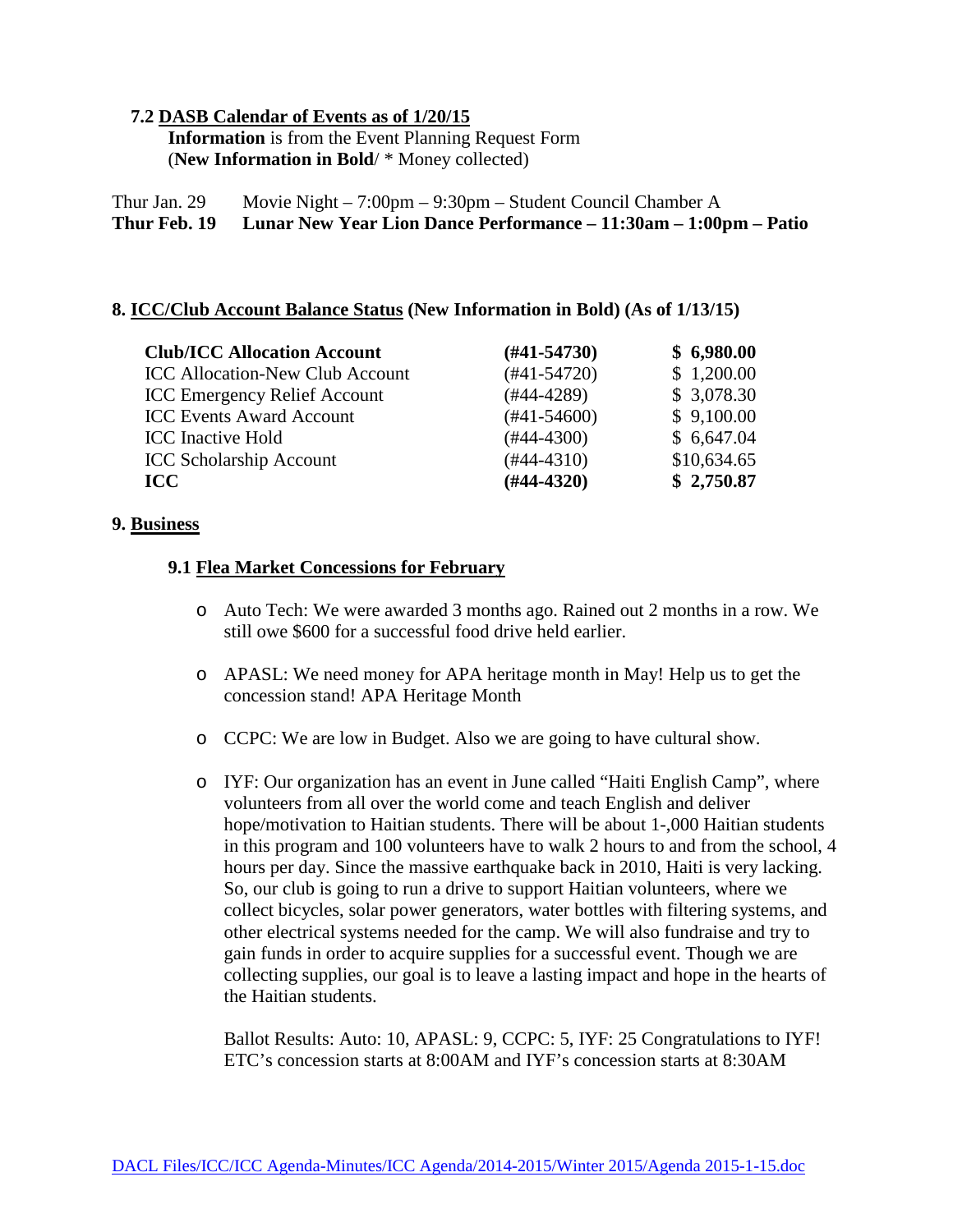### 7.2 DASB Calendar of Events as of 1/20/15

**Information** is from the Event Planning Request Form
(**New Information in Bold**/ * Money collected)

Thur Jan. 29 Movie Night – 7:00pm – 9:30pm – Student Council Chamber A
**Thur Feb. 19 Lunar New Year Lion Dance Performance – 11:30am – 1:00pm – Patio**

## 8. ICC/Club Account Balance Status (New Information in Bold) (As of 1/13/15)

| | | |
|---|---|---|
| **Club/ICC Allocation Account** | **(#41-54730)** | **$ 6,980.00** |
| ICC Allocation-New Club Account | (#41-54720) | $ 1,200.00 |
| ICC Emergency Relief Account | (#44-4289) | $ 3,078.30 |
| ICC Events Award Account | (#41-54600) | $ 9,100.00 |
| ICC Inactive Hold | (#44-4300) | $ 6,647.04 |
| ICC Scholarship Account | (#44-4310) | $10,634.65 |
| **ICC** | **(#44-4320)** | **$ 2,750.87** |

## 9. Business

### 9.1 Flea Market Concessions for February

- Auto Tech: We were awarded 3 months ago. Rained out 2 months in a row. We still owe $600 for a successful food drive held earlier.
- APASL: We need money for APA heritage month in May! Help us to get the concession stand! APA Heritage Month
- CCPC: We are low in Budget. Also we are going to have cultural show.
- IYF: Our organization has an event in June called "Haiti English Camp", where volunteers from all over the world come and teach English and deliver hope/motivation to Haitian students. There will be about 1-,000 Haitian students in this program and 100 volunteers have to walk 2 hours to and from the school, 4 hours per day. Since the massive earthquake back in 2010, Haiti is very lacking. So, our club is going to run a drive to support Haitian volunteers, where we collect bicycles, solar power generators, water bottles with filtering systems, and other electrical systems needed for the camp. We will also fundraise and try to gain funds in order to acquire supplies for a successful event. Though we are collecting supplies, our goal is to leave a lasting impact and hope in the hearts of the Haitian students.

  Ballot Results: Auto: 10, APASL: 9, CCPC: 5, IYF: 25 Congratulations to IYF! ETC's concession starts at 8:00AM and IYF's concession starts at 8:30AM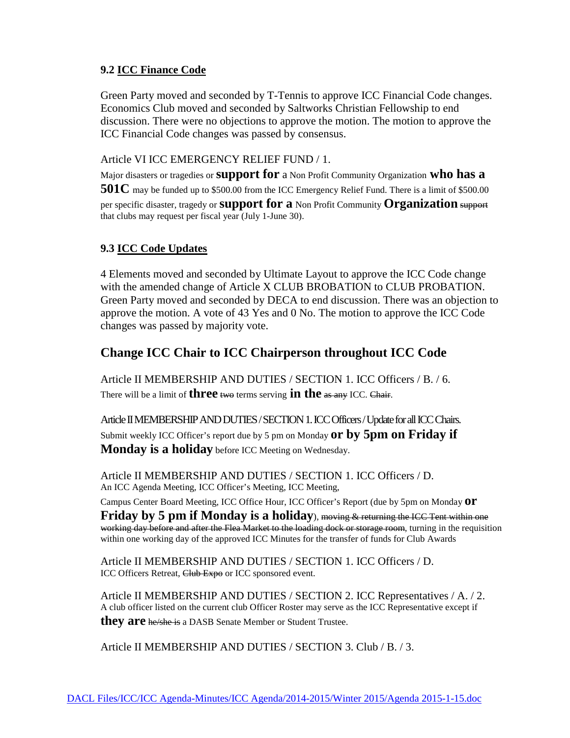### 9.2 ICC Finance Code

Green Party moved and seconded by T-Tennis to approve ICC Financial Code changes. Economics Club moved and seconded by Saltworks Christian Fellowship to end discussion. There were no objections to approve the motion. The motion to approve the ICC Financial Code changes was passed by consensus.

Article VI ICC EMERGENCY RELIEF FUND / 1.

Major disasters or tragedies or **support for** a Non Profit Community Organization **who has a 501C** may be funded up to $500.00 from the ICC Emergency Relief Fund. There is a limit of $500.00 per specific disaster, tragedy or **support for a** Non Profit Community **Organization** ~~support~~ that clubs may request per fiscal year (July 1-June 30).

### 9.3 ICC Code Updates

4 Elements moved and seconded by Ultimate Layout to approve the ICC Code change with the amended change of Article X CLUB BROBATION to CLUB PROBATION. Green Party moved and seconded by DECA to end discussion. There was an objection to approve the motion. A vote of 43 Yes and 0 No. The motion to approve the ICC Code changes was passed by majority vote.

## Change ICC Chair to ICC Chairperson throughout ICC Code

Article II MEMBERSHIP AND DUTIES / SECTION 1. ICC Officers / B. / 6.

There will be a limit of **three** ~~two~~ terms serving **in the** ~~as any~~ ICC. ~~Chair~~.

Article II MEMBERSHIP AND DUTIES / SECTION 1. ICC Officers / Update for all ICC Chairs.

Submit weekly ICC Officer's report due by 5 pm on Monday **or by 5pm on Friday if Monday is a holiday** before ICC Meeting on Wednesday.

Article II MEMBERSHIP AND DUTIES / SECTION 1. ICC Officers / D.

An ICC Agenda Meeting, ICC Officer's Meeting, ICC Meeting,

Campus Center Board Meeting, ICC Office Hour, ICC Officer's Report (due by 5pm on Monday **or Friday by 5 pm if Monday is a holiday**), ~~moving & returning the ICC Tent within one working day before and after the Flea Market to the loading dock or storage room~~, turning in the requisition within one working day of the approved ICC Minutes for the transfer of funds for Club Awards

Article II MEMBERSHIP AND DUTIES / SECTION 1. ICC Officers / D.

ICC Officers Retreat, ~~Club Expo~~ or ICC sponsored event.

Article II MEMBERSHIP AND DUTIES / SECTION 2. ICC Representatives / A. / 2.

A club officer listed on the current club Officer Roster may serve as the ICC Representative except if **they are** ~~he/she is~~ a DASB Senate Member or Student Trustee.

Article II MEMBERSHIP AND DUTIES / SECTION 3. Club / B. / 3.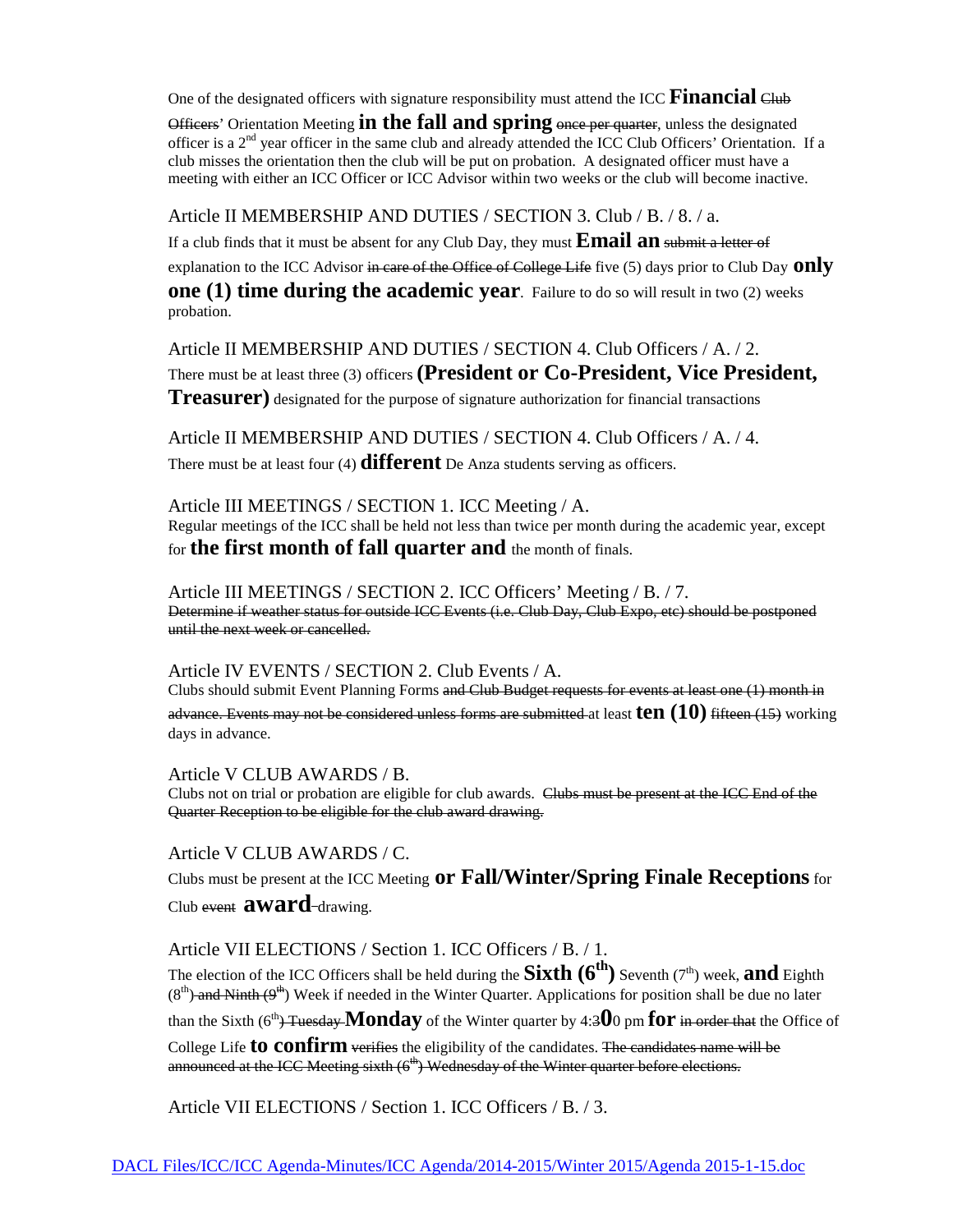One of the designated officers with signature responsibility must attend the ICC **Financial** ~~Club Officers~~' Orientation Meeting **in the fall and spring** ~~once per quarter~~, unless the designated officer is a 2nd year officer in the same club and already attended the ICC Club Officers' Orientation. If a club misses the orientation then the club will be put on probation. A designated officer must have a meeting with either an ICC Officer or ICC Advisor within two weeks or the club will become inactive.

Article II MEMBERSHIP AND DUTIES / SECTION 3. Club / B. / 8. / a.

If a club finds that it must be absent for any Club Day, they must **Email an** ~~submit a letter of~~ explanation to the ICC Advisor ~~in care of the Office of College Life~~ five (5) days prior to Club Day **only one (1) time during the academic year**. Failure to do so will result in two (2) weeks probation.

Article II MEMBERSHIP AND DUTIES / SECTION 4. Club Officers / A. / 2.

There must be at least three (3) officers **(President or Co-President, Vice President, Treasurer)** designated for the purpose of signature authorization for financial transactions

Article II MEMBERSHIP AND DUTIES / SECTION 4. Club Officers / A. / 4.

There must be at least four (4) **different** De Anza students serving as officers.

Article III MEETINGS / SECTION 1. ICC Meeting / A.

Regular meetings of the ICC shall be held not less than twice per month during the academic year, except for **the first month of fall quarter and** the month of finals.

Article III MEETINGS / SECTION 2. ICC Officers' Meeting / B. / 7.

~~Determine if weather status for outside ICC Events (i.e. Club Day, Club Expo, etc) should be postponed until the next week or cancelled.~~

Article IV EVENTS / SECTION 2. Club Events / A.

Clubs should submit Event Planning Forms ~~and Club Budget requests for events at least one (1) month in advance. Events may not be considered unless forms are submitted~~ at least **ten (10)** ~~fifteen (15)~~ working days in advance.

Article V CLUB AWARDS / B.

Clubs not on trial or probation are eligible for club awards. ~~Clubs must be present at the ICC End of the Quarter Reception to be eligible for the club award drawing.~~

Article V CLUB AWARDS / C.

Clubs must be present at the ICC Meeting **or Fall/Winter/Spring Finale Receptions** for Club ~~event~~ **award** drawing.

Article VII ELECTIONS / Section 1. ICC Officers / B. / 1.

The election of the ICC Officers shall be held during the **Sixth (6th)** Seventh (7th) week, **and** Eighth (8th) ~~and Ninth (9th)~~ Week if needed in the Winter Quarter. Applications for position shall be due no later than the Sixth (6th) ~~Tuesday~~ **Monday** of the Winter quarter by 4:3**0**0 pm **for** ~~in order that~~ the Office of College Life **to confirm** ~~verifies~~ the eligibility of the candidates. ~~The candidates name will be announced at the ICC Meeting sixth (6th) Wednesday of the Winter quarter before elections.~~

Article VII ELECTIONS / Section 1. ICC Officers / B. / 3.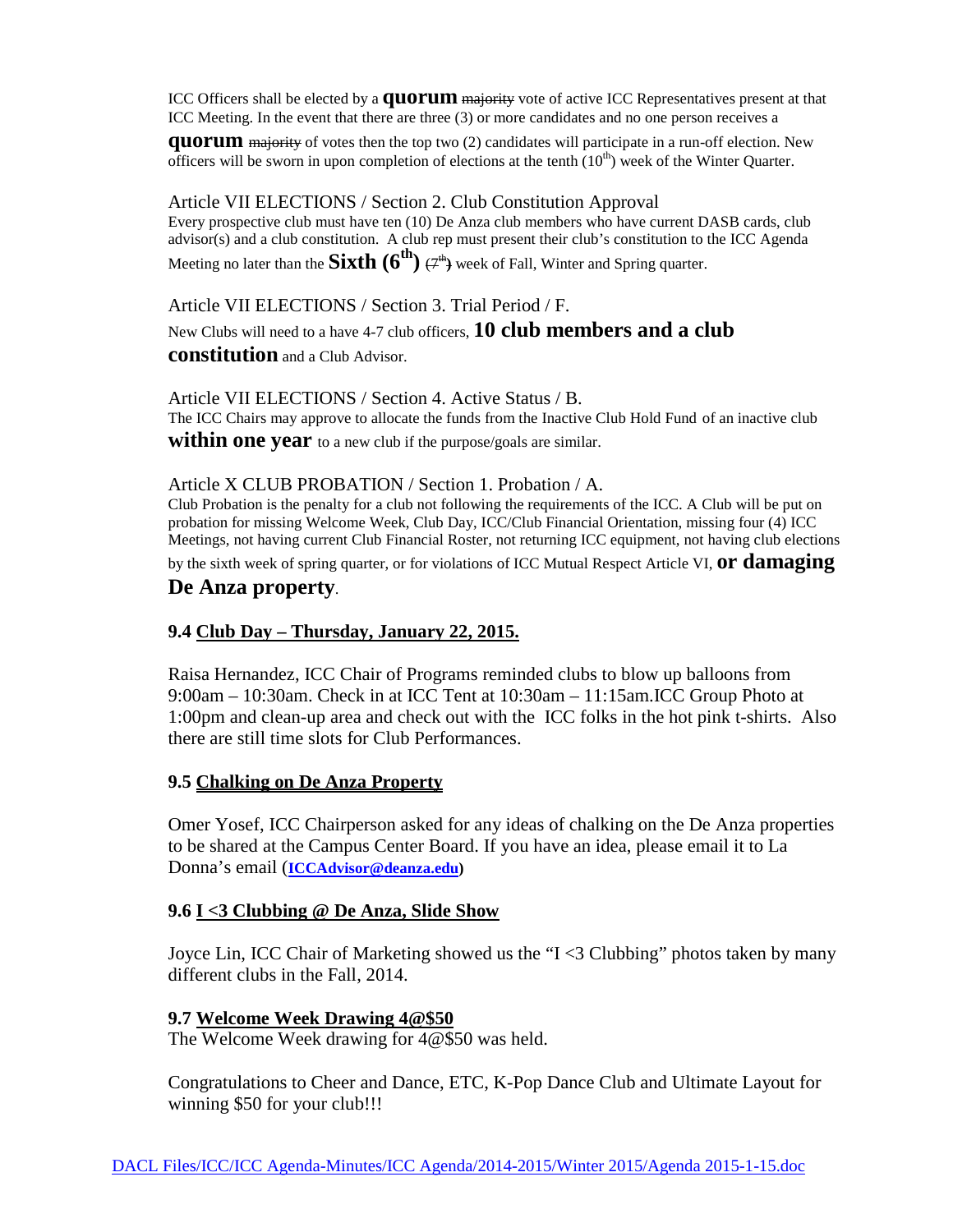ICC Officers shall be elected by a **quorum** ~~majority~~ vote of active ICC Representatives present at that ICC Meeting. In the event that there are three (3) or more candidates and no one person receives a **quorum** ~~majority~~ of votes then the top two (2) candidates will participate in a run-off election. New officers will be sworn in upon completion of elections at the tenth (10th) week of the Winter Quarter.

Article VII ELECTIONS / Section 2. Club Constitution Approval
Every prospective club must have ten (10) De Anza club members who have current DASB cards, club advisor(s) and a club constitution. A club rep must present their club's constitution to the ICC Agenda Meeting no later than the **Sixth (6th)** ~~(7th)~~ week of Fall, Winter and Spring quarter.

Article VII ELECTIONS / Section 3. Trial Period / F.
New Clubs will need to a have 4-7 club officers, **10 club members and a club constitution** and a Club Advisor.

Article VII ELECTIONS / Section 4. Active Status / B.
The ICC Chairs may approve to allocate the funds from the Inactive Club Hold Fund of an inactive club **within one year** to a new club if the purpose/goals are similar.

Article X CLUB PROBATION / Section 1. Probation / A.
Club Probation is the penalty for a club not following the requirements of the ICC. A Club will be put on probation for missing Welcome Week, Club Day, ICC/Club Financial Orientation, missing four (4) ICC Meetings, not having current Club Financial Roster, not returning ICC equipment, not having club elections by the sixth week of spring quarter, or for violations of ICC Mutual Respect Article VI, **or damaging De Anza property**.

**9.4 Club Day – Thursday, January 22, 2015.**

Raisa Hernandez, ICC Chair of Programs reminded clubs to blow up balloons from 9:00am – 10:30am. Check in at ICC Tent at 10:30am – 11:15am.ICC Group Photo at 1:00pm and clean-up area and check out with the ICC folks in the hot pink t-shirts. Also there are still time slots for Club Performances.

**9.5 Chalking on De Anza Property**

Omer Yosef, ICC Chairperson asked for any ideas of chalking on the De Anza properties to be shared at the Campus Center Board. If you have an idea, please email it to La Donna's email (**ICCAdvisor@deanza.edu**)

**9.6 I <3 Clubbing @ De Anza, Slide Show**

Joyce Lin, ICC Chair of Marketing showed us the "I <3 Clubbing" photos taken by many different clubs in the Fall, 2014.

**9.7 Welcome Week Drawing 4@$50**
The Welcome Week drawing for 4@$50 was held.

Congratulations to Cheer and Dance, ETC, K-Pop Dance Club and Ultimate Layout for winning $50 for your club!!!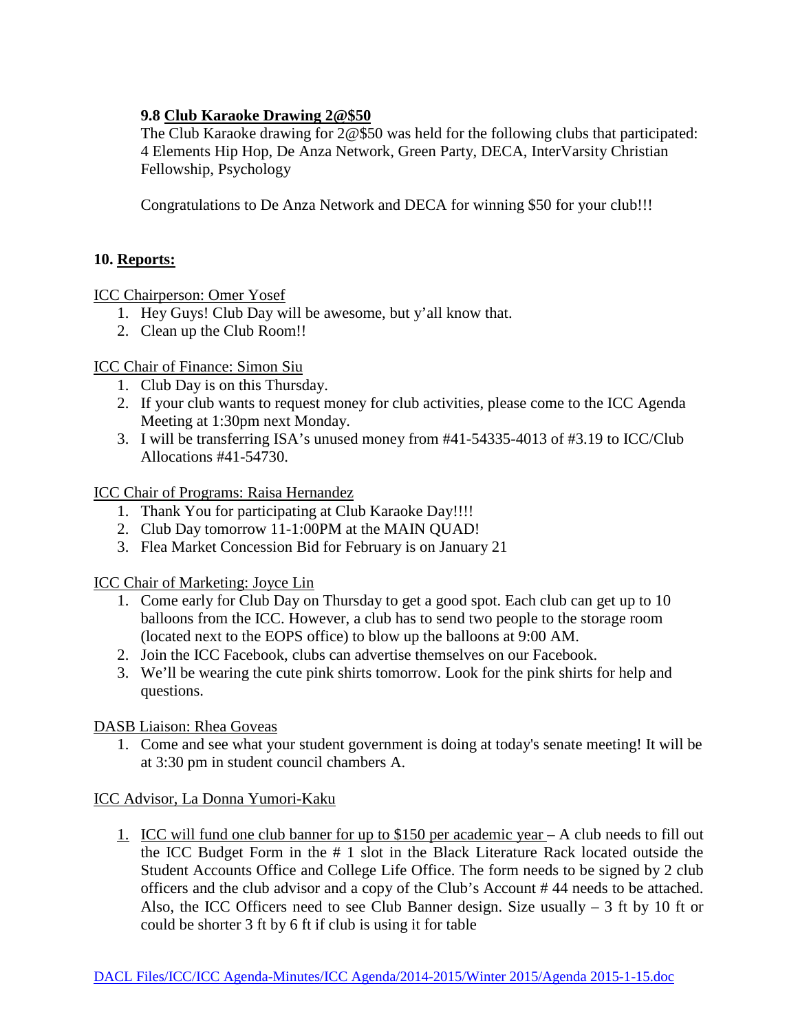**9.8 Club Karaoke Drawing 2@$50**

The Club Karaoke drawing for 2@$50 was held for the following clubs that participated: 4 Elements Hip Hop, De Anza Network, Green Party, DECA, InterVarsity Christian Fellowship, Psychology

Congratulations to De Anza Network and DECA for winning $50 for your club!!!

## 10. Reports:

ICC Chairperson: Omer Yosef

1. Hey Guys! Club Day will be awesome, but y'all know that.
2. Clean up the Club Room!!

ICC Chair of Finance: Simon Siu

1. Club Day is on this Thursday.
2. If your club wants to request money for club activities, please come to the ICC Agenda Meeting at 1:30pm next Monday.
3. I will be transferring ISA's unused money from #41-54335-4013 of #3.19 to ICC/Club Allocations #41-54730.

ICC Chair of Programs: Raisa Hernandez

1. Thank You for participating at Club Karaoke Day!!!!
2. Club Day tomorrow 11-1:00PM at the MAIN QUAD!
3. Flea Market Concession Bid for February is on January 21

ICC Chair of Marketing: Joyce Lin

1. Come early for Club Day on Thursday to get a good spot. Each club can get up to 10 balloons from the ICC. However, a club has to send two people to the storage room (located next to the EOPS office) to blow up the balloons at 9:00 AM.
2. Join the ICC Facebook, clubs can advertise themselves on our Facebook.
3. We'll be wearing the cute pink shirts tomorrow. Look for the pink shirts for help and questions.

DASB Liaison: Rhea Goveas

1. Come and see what your student government is doing at today's senate meeting! It will be at 3:30 pm in student council chambers A.

ICC Advisor, La Donna Yumori-Kaku

1. ICC will fund one club banner for up to $150 per academic year – A club needs to fill out the ICC Budget Form in the # 1 slot in the Black Literature Rack located outside the Student Accounts Office and College Life Office. The form needs to be signed by 2 club officers and the club advisor and a copy of the Club's Account # 44 needs to be attached. Also, the ICC Officers need to see Club Banner design. Size usually – 3 ft by 10 ft or could be shorter 3 ft by 6 ft if club is using it for table

DACL Files/ICC/ICC Agenda-Minutes/ICC Agenda/2014-2015/Winter 2015/Agenda 2015-1-15.doc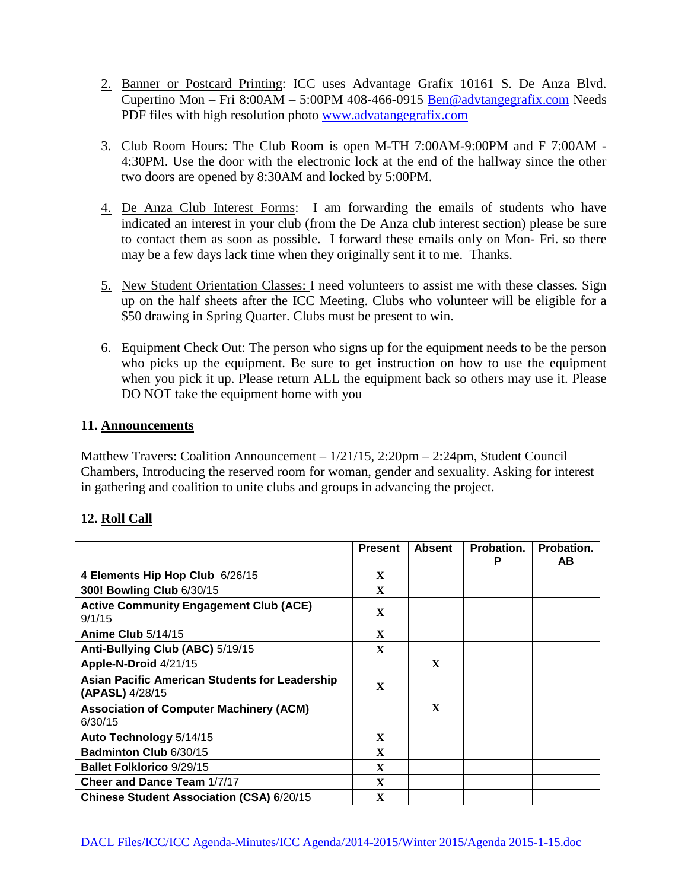2. Banner or Postcard Printing: ICC uses Advantage Grafix 10161 S. De Anza Blvd. Cupertino Mon – Fri 8:00AM – 5:00PM 408-466-0915 Ben@advtangegrafix.com Needs PDF files with high resolution photo www.advatangegrafix.com

3. Club Room Hours: The Club Room is open M-TH 7:00AM-9:00PM and F 7:00AM - 4:30PM. Use the door with the electronic lock at the end of the hallway since the other two doors are opened by 8:30AM and locked by 5:00PM.

4. De Anza Club Interest Forms: I am forwarding the emails of students who have indicated an interest in your club (from the De Anza club interest section) please be sure to contact them as soon as possible. I forward these emails only on Mon- Fri. so there may be a few days lack time when they originally sent it to me. Thanks.

5. New Student Orientation Classes: I need volunteers to assist me with these classes. Sign up on the half sheets after the ICC Meeting. Clubs who volunteer will be eligible for a $50 drawing in Spring Quarter. Clubs must be present to win.

6. Equipment Check Out: The person who signs up for the equipment needs to be the person who picks up the equipment. Be sure to get instruction on how to use the equipment when you pick it up. Please return ALL the equipment back so others may use it. Please DO NOT take the equipment home with you

### 11. Announcements

Matthew Travers: Coalition Announcement – 1/21/15, 2:20pm – 2:24pm, Student Council Chambers, Introducing the reserved room for woman, gender and sexuality. Asking for interest in gathering and coalition to unite clubs and groups in advancing the project.

### 12. Roll Call

| | Present | Absent | Probation. P | Probation. AB |
|---|---|---|---|---|
| **4 Elements Hip Hop Club** 6/26/15 | X | | | |
| **300! Bowling Club** 6/30/15 | X | | | |
| **Active Community Engagement Club (ACE)** 9/1/15 | X | | | |
| **Anime Club** 5/14/15 | X | | | |
| **Anti-Bullying Club (ABC)** 5/19/15 | X | | | |
| **Apple-N-Droid** 4/21/15 | | X | | |
| **Asian Pacific American Students for Leadership (APASL)** 4/28/15 | X | | | |
| **Association of Computer Machinery (ACM)** 6/30/15 | | X | | |
| **Auto Technology** 5/14/15 | X | | | |
| **Badminton Club** 6/30/15 | X | | | |
| **Ballet Folklorico** 9/29/15 | X | | | |
| **Cheer and Dance Team** 1/7/17 | X | | | |
| **Chinese Student Association (CSA)** 6/20/15 | X | | | |

DACL Files/ICC/ICC Agenda-Minutes/ICC Agenda/2014-2015/Winter 2015/Agenda 2015-1-15.doc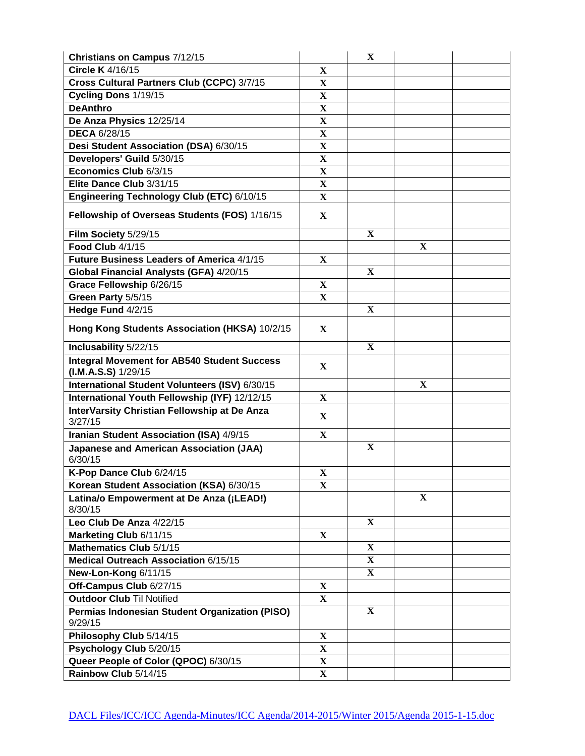| | | | | |
|---|---|---|---|---|
| **Christians on Campus** 7/12/15 | | X | | |
| **Circle K** 4/16/15 | X | | | |
| **Cross Cultural Partners Club (CCPC)** 3/7/15 | X | | | |
| **Cycling Dons** 1/19/15 | X | | | |
| **DeAnthro** | X | | | |
| **De Anza Physics** 12/25/14 | X | | | |
| **DECA** 6/28/15 | X | | | |
| **Desi Student Association (DSA)** 6/30/15 | X | | | |
| **Developers' Guild** 5/30/15 | X | | | |
| **Economics Club** 6/3/15 | X | | | |
| **Elite Dance Club** 3/31/15 | X | | | |
| **Engineering Technology Club (ETC)** 6/10/15 | X | | | |
| **Fellowship of Overseas Students (FOS)** 1/16/15 | X | | | |
| **Film Society** 5/29/15 | | X | | |
| **Food Club** 4/1/15 | | | X | |
| **Future Business Leaders of America** 4/1/15 | X | | | |
| **Global Financial Analysts (GFA)** 4/20/15 | | X | | |
| **Grace Fellowship** 6/26/15 | X | | | |
| **Green Party** 5/5/15 | X | | | |
| **Hedge Fund** 4/2/15 | | X | | |
| **Hong Kong Students Association (HKSA)** 10/2/15 | X | | | |
| **Inclusability** 5/22/15 | | X | | |
| **Integral Movement for AB540 Student Success (I.M.A.S.S)** 1/29/15 | X | | | |
| **International Student Volunteers (ISV)** 6/30/15 | | | X | |
| **International Youth Fellowship (IYF)** 12/12/15 | X | | | |
| **InterVarsity Christian Fellowship at De Anza** 3/27/15 | X | | | |
| **Iranian Student Association (ISA)** 4/9/15 | X | | | |
| **Japanese and American Association (JAA)** 6/30/15 | | X | | |
| **K-Pop Dance Club** 6/24/15 | X | | | |
| **Korean Student Association (KSA)** 6/30/15 | X | | | |
| **Latina/o Empowerment at De Anza (¡LEAD!)** 8/30/15 | | | X | |
| **Leo Club De Anza** 4/22/15 | | X | | |
| **Marketing Club** 6/11/15 | X | | | |
| **Mathematics Club** 5/1/15 | | X | | |
| **Medical Outreach Association** 6/15/15 | | X | | |
| **New-Lon-Kong** 6/11/15 | | X | | |
| **Off-Campus Club** 6/27/15 | X | | | |
| **Outdoor Club** Til Notified | X | | | |
| **Permias Indonesian Student Organization (PISO)** 9/29/15 | | X | | |
| **Philosophy Club** 5/14/15 | X | | | |
| **Psychology Club** 5/20/15 | X | | | |
| **Queer People of Color (QPOC)** 6/30/15 | X | | | |
| **Rainbow Club** 5/14/15 | X | | | |

DACL Files/ICC/ICC Agenda-Minutes/ICC Agenda/2014-2015/Winter 2015/Agenda 2015-1-15.doc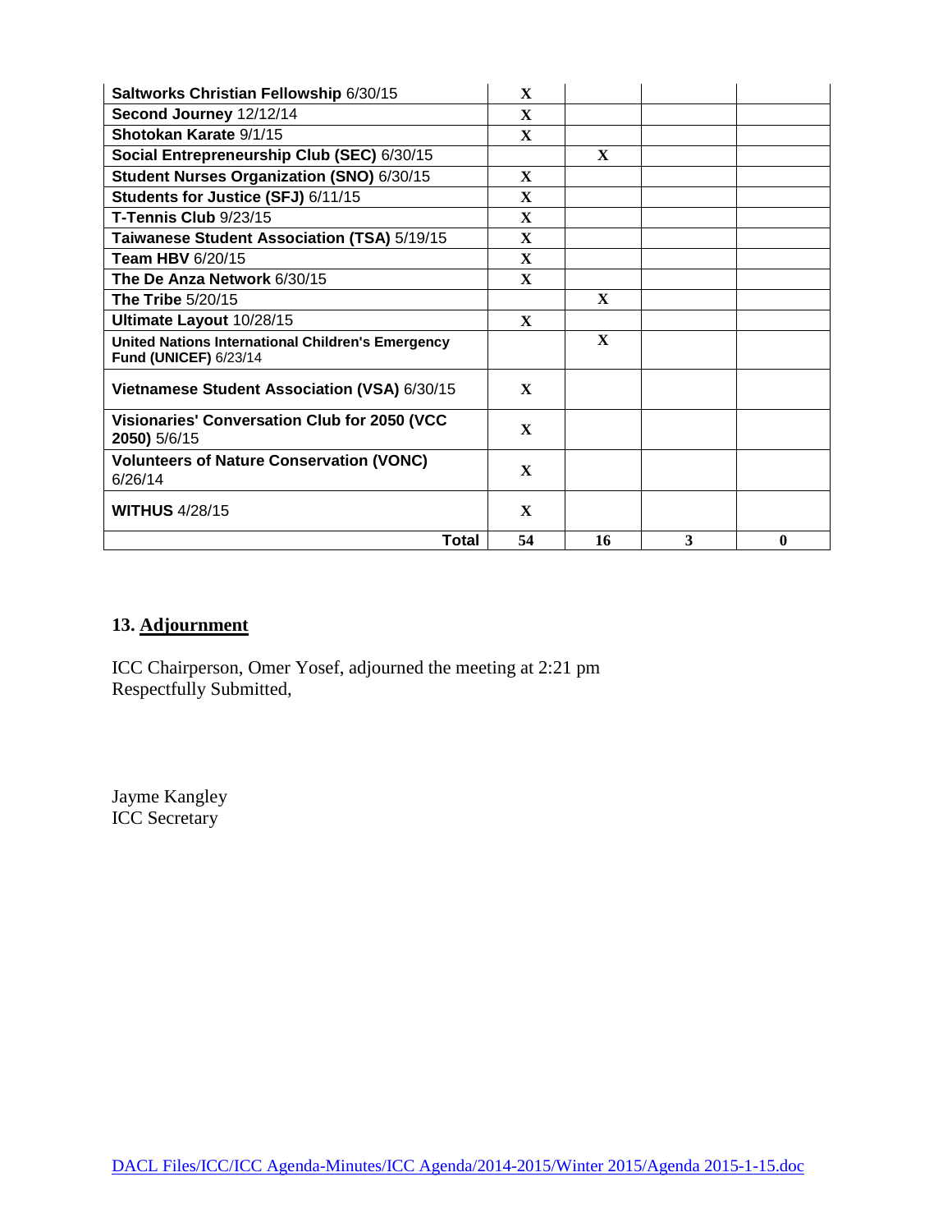| | | | | |
|---|---|---|---|---|
| **Saltworks Christian Fellowship** 6/30/15 | X | | | |
| **Second Journey** 12/12/14 | X | | | |
| **Shotokan Karate** 9/1/15 | X | | | |
| **Social Entrepreneurship Club (SEC)** 6/30/15 | | X | | |
| **Student Nurses Organization (SNO)** 6/30/15 | X | | | |
| **Students for Justice (SFJ)** 6/11/15 | X | | | |
| **T-Tennis Club** 9/23/15 | X | | | |
| **Taiwanese Student Association (TSA)** 5/19/15 | X | | | |
| **Team HBV** 6/20/15 | X | | | |
| **The De Anza Network** 6/30/15 | X | | | |
| **The Tribe** 5/20/15 | | X | | |
| **Ultimate Layout** 10/28/15 | X | | | |
| **United Nations International Children's Emergency Fund (UNICEF)** 6/23/14 | | X | | |
| **Vietnamese Student Association (VSA)** 6/30/15 | X | | | |
| **Visionaries' Conversation Club for 2050 (VCC 2050)** 5/6/15 | X | | | |
| **Volunteers of Nature Conservation (VONC)** 6/26/14 | X | | | |
| **WITHUS** 4/28/15 | X | | | |
| **Total** | **54** | **16** | **3** | **0** |

## 13. Adjournment

ICC Chairperson, Omer Yosef, adjourned the meeting at 2:21 pm
Respectfully Submitted,

Jayme Kangley
ICC Secretary

DACL Files/ICC/ICC Agenda-Minutes/ICC Agenda/2014-2015/Winter 2015/Agenda 2015-1-15.doc